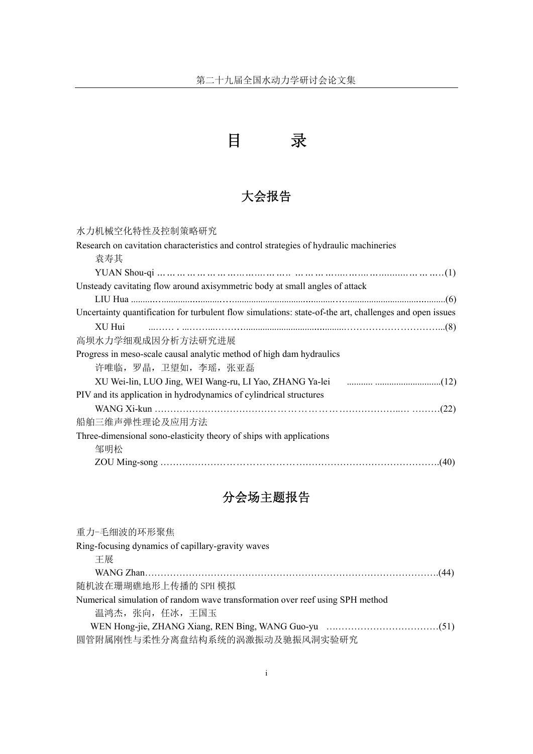# 目　　录

## 大会报告

水力机械空化特性及控制策略研究
Research on cavitation characteristics and control strategies of hydraulic machineries
　　袁寿其
　　YUAN Shou-qi ……………………………………………………………………………(1)

Unsteady cavitating flow around axisymmetric body at small angles of attack
　　LIU Hua ……………………………………………………………………………(6)

Uncertainty quantification for turbulent flow simulations: state-of-the art, challenges and open issues
　　XU Hui ……………………………………………………………………………(8)

高坝水力学细观成因分析方法研究进展
Progress in meso-scale causal analytic method of high dam hydraulics
　　许唯临，罗晶，卫望如，李瑶，张亚磊
　　XU Wei-lin, LUO Jing, WEI Wang-ru, LI Yao, ZHANG Ya-lei ……………………………(12)

PIV and its application in hydrodynamics of cylindrical structures
　　WANG Xi-kun ……………………………………………………………………………(22)

船舶三维声弹性理论及应用方法
Three-dimensional sono-elasticity theory of ships with applications
　　邹明松
　　ZOU Ming-song ……………………………………………………………………………(40)

## 分会场主题报告

重力-毛细波的环形聚焦
Ring-focusing dynamics of capillary-gravity waves
　　王展
　　WANG Zhan……………………………………………………………………………(44)

随机波在珊瑚礁地形上传播的 SPH 模拟
Numerical simulation of random wave transformation over reef using SPH method
　　温鸿杰，张向，任冰，王国玉
　　WEN Hong-jie, ZHANG Xiang, REN Bing, WANG Guo-yu ……………………………(51)

圆管附属刚性与柔性分离盘结构系统的涡激振动及驰振风洞实验研究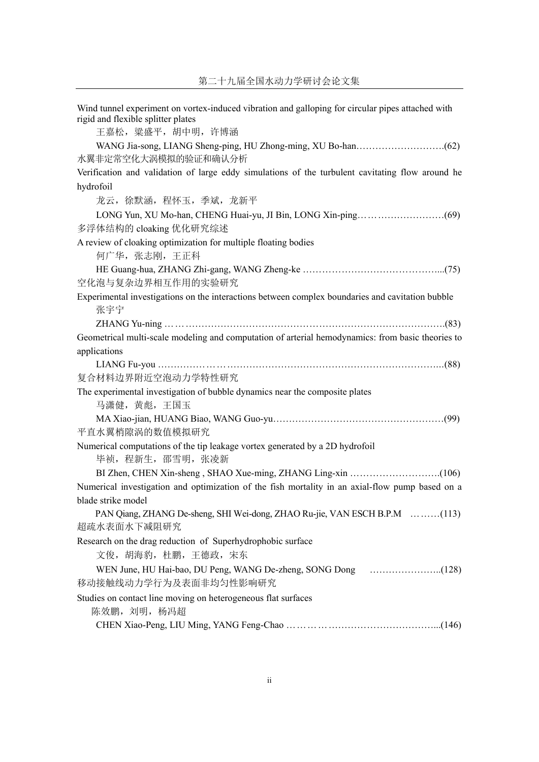Wind tunnel experiment on vortex-induced vibration and galloping for circular pipes attached with rigid and flexible splitter plates

王嘉松，梁盛平，胡中明，许博涵

WANG Jia-song, LIANG Sheng-ping, HU Zhong-ming, XU Bo-han……………………….(62)

水翼非定常空化大涡模拟的验证和确认分析

Verification and validation of large eddy simulations of the turbulent cavitating flow around he hydrofoil

龙云，徐默涵，程怀玉，季斌，龙新平

LONG Yun, XU Mo-han, CHENG Huai-yu, JI Bin, LONG Xin-ping……………………….(69)

多浮体结构的 cloaking 优化研究综述

A review of cloaking optimization for multiple floating bodies

何广华，张志刚，王正科

HE Guang-hua, ZHANG Zhi-gang, WANG Zheng-ke …………………………………....(75)

空化泡与复杂边界相互作用的实验研究

Experimental investigations on the interactions between complex boundaries and cavitation bubble

张宇宁

ZHANG Yu-ning ………………………………………………………………………….(83)

Geometrical multi-scale modeling and computation of arterial hemodynamics: from basic theories to applications

LIANG Fu-you ……………………………………………………………………..(88)

复合材料边界附近空泡动力学特性研究

The experimental investigation of bubble dynamics near the composite plates

马潇健，黄彪，王国玉

MA Xiao-jian, HUANG Biao, WANG Guo-yu………………………………………………(99)

平直水翼梢隙涡的数值模拟研究

Numerical computations of the tip leakage vortex generated by a 2D hydrofoil

毕祯，程新生，邵雪明，张凌新

BI Zhen, CHEN Xin-sheng , SHAO Xue-ming, ZHANG Ling-xin ……………………….(106)

Numerical investigation and optimization of the fish mortality in an axial-flow pump based on a blade strike model

PAN Qiang, ZHANG De-sheng, SHI Wei-dong, ZHAO Ru-jie, VAN ESCH B.P.M ……….(113)

超疏水表面水下减阻研究

Research on the drag reduction of Superhydrophobic surface

文俊，胡海豹，杜鹏，王德政，宋东

WEN June, HU Hai-bao, DU Peng, WANG De-zheng, SONG Dong …………………..(128)

移动接触线动力学行为及表面非均匀性影响研究

Studies on contact line moving on heterogeneous flat surfaces

陈效鹏，刘明，杨冯超

CHEN Xiao-Peng, LIU Ming, YANG Feng-Chao …………………………………...(146)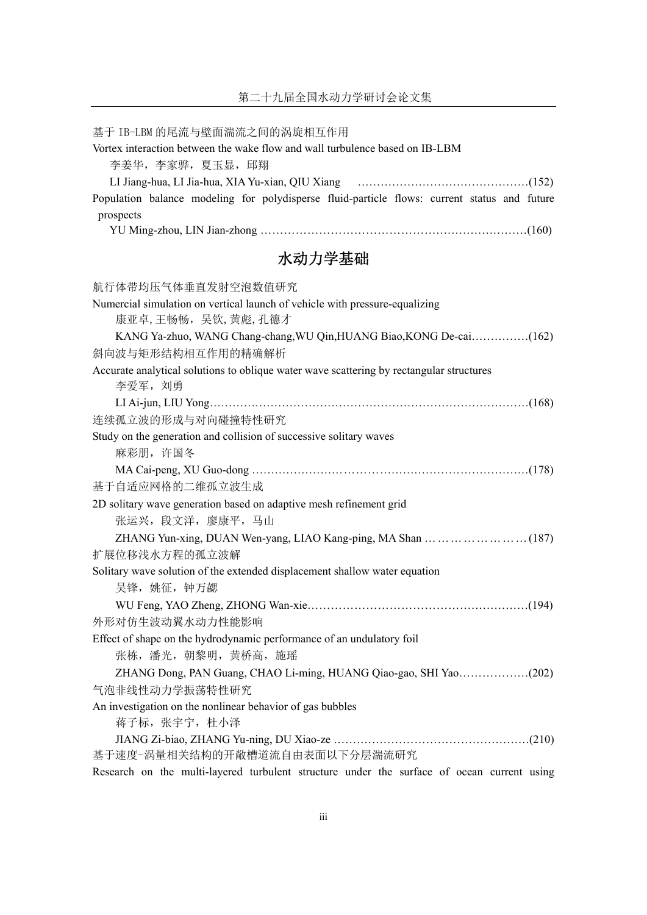基于 IB-LBM 的尾流与壁面湍流之间的涡旋相互作用

Vortex interaction between the wake flow and wall turbulence based on IB-LBM

李姜华，李家骅，夏玉显，邱翔

LI Jiang-hua, LI Jia-hua, XIA Yu-xian, QIU Xiang ……………………………………(152)

Population balance modeling for polydisperse fluid-particle flows: current status and future prospects

YU Ming-zhou, LIN Jian-zhong ……………………………………………………………(160)

## 水动力学基础

航行体带均压气体垂直发射空泡数值研究

Numercial simulation on vertical launch of vehicle with pressure-equalizing

康亚卓, 王畅畅，吴钦, 黄彪, 孔德才

KANG Ya-zhuo, WANG Chang-chang,WU Qin,HUANG Biao,KONG De-cai……………(162)

斜向波与矩形结构相互作用的精确解析

Accurate analytical solutions to oblique water wave scattering by rectangular structures

李爱军，刘勇

LI Ai-jun, LIU Yong………………………………………………………………………(168)

连续孤立波的形成与对向碰撞特性研究

Study on the generation and collision of successive solitary waves

麻彩朋，许国冬

MA Cai-peng, XU Guo-dong ………………………………………………………………(178)

基于自适应网格的二维孤立波生成

2D solitary wave generation based on adaptive mesh refinement grid

张运兴，段文洋，廖康平，马山

ZHANG Yun-xing, DUAN Wen-yang, LIAO Kang-ping, MA Shan ……………………(187)

扩展位移浅水方程的孤立波解

Solitary wave solution of the extended displacement shallow water equation

吴锋，姚征，钟万勰

WU Feng, YAO Zheng, ZHONG Wan-xie…………………………………………………(194)

外形对仿生波动翼水动力性能影响

Effect of shape on the hydrodynamic performance of an undulatory foil

张栋，潘光，朝黎明，黄桥高，施瑶

ZHANG Dong, PAN Guang, CHAO Li-ming, HUANG Qiao-gao, SHI Yao………………(202)

气泡非线性动力学振荡特性研究

An investigation on the nonlinear behavior of gas bubbles

蒋子标，张宇宁，杜小泽

JIANG Zi-biao, ZHANG Yu-ning, DU Xiao-ze ……………………………………………(210)

基于速度-涡量相关结构的开敞槽道流自由表面以下分层湍流研究

Research on the multi-layered turbulent structure under the surface of ocean current using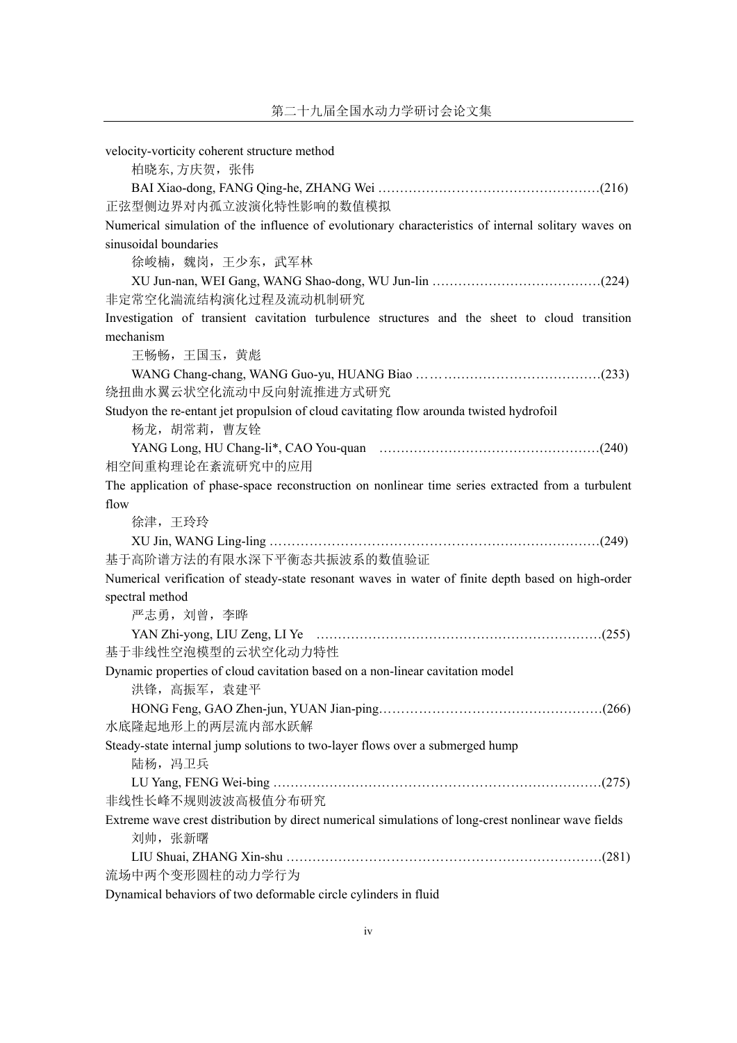velocity-vorticity coherent structure method

柏晓东, 方庆贺，张伟

BAI Xiao-dong, FANG Qing-he, ZHANG Wei ……………………………………………(216)

正弦型侧边界对内孤立波演化特性影响的数值模拟

Numerical simulation of the influence of evolutionary characteristics of internal solitary waves on sinusoidal boundaries

徐峻楠，魏岗，王少东，武军林

XU Jun-nan, WEI Gang, WANG Shao-dong, WU Jun-lin …………………………………(224)

非定常空化湍流结构演化过程及流动机制研究

Investigation of transient cavitation turbulence structures and the sheet to cloud transition mechanism

王畅畅，王国玉，黄彪

WANG Chang-chang, WANG Guo-yu, HUANG Biao ……………………………………(233)

绕扭曲水翼云状空化流动中反向射流推进方式研究

Studyon the re-entant jet propulsion of cloud cavitating flow arounda twisted hydrofoil

杨龙，胡常莉，曹友铨

YANG Long, HU Chang-li*, CAO You-quan ……………………………………………(240)

相空间重构理论在紊流研究中的应用

The application of phase-space reconstruction on nonlinear time series extracted from a turbulent flow

徐津，王玲玲

XU Jin, WANG Ling-ling …………………………………………………………………(249)

基于高阶谱方法的有限水深下平衡态共振波系的数值验证

Numerical verification of steady-state resonant waves in water of finite depth based on high-order spectral method

严志勇，刘曾，李晔

YAN Zhi-yong, LIU Zeng, LI Ye …………………………………………………………(255)

基于非线性空泡模型的云状空化动力特性

Dynamic properties of cloud cavitation based on a non-linear cavitation model

洪锋，高振军，袁建平

HONG Feng, GAO Zhen-jun, YUAN Jian-ping……………………………………………(266)

水底隆起地形上的两层流内部水跃解

Steady-state internal jump solutions to two-layer flows over a submerged hump

陆杨，冯卫兵

LU Yang, FENG Wei-bing …………………………………………………………………(275)

非线性长峰不规则波波高极值分布研究

Extreme wave crest distribution by direct numerical simulations of long-crest nonlinear wave fields

刘帅，张新曙

LIU Shuai, ZHANG Xin-shu ………………………………………………………………(281)

流场中两个变形圆柱的动力学行为

Dynamical behaviors of two deformable circle cylinders in fluid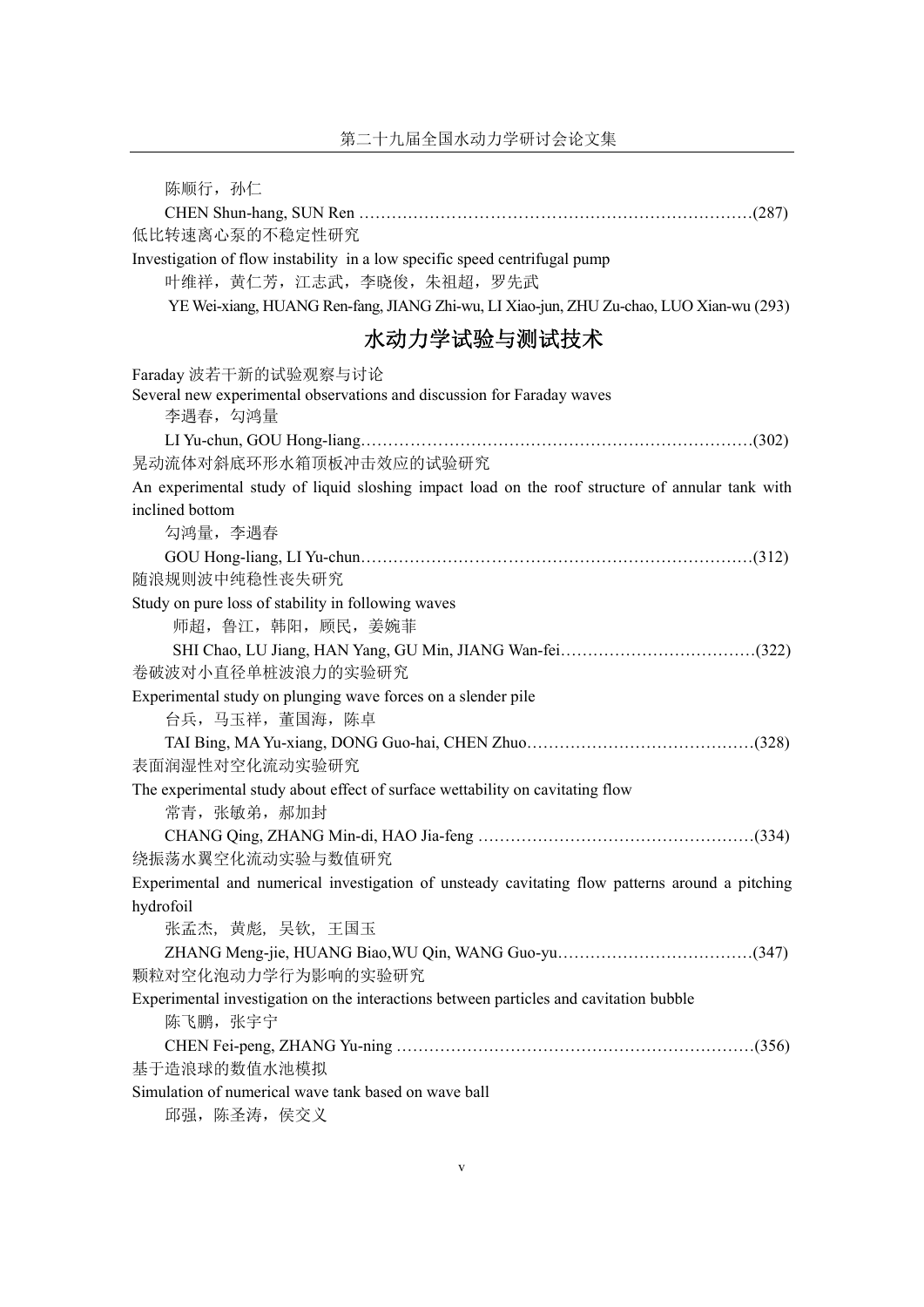陈顺行，孙仁

CHEN Shun-hang, SUN Ren ……………………………………………………………………(287)

低比转速离心泵的不稳定性研究

Investigation of flow instability in a low specific speed centrifugal pump

叶维祥，黄仁芳，江志武，李晓俊，朱祖超，罗先武

YE Wei-xiang, HUANG Ren-fang, JIANG Zhi-wu, LI Xiao-jun, ZHU Zu-chao, LUO Xian-wu (293)

## 水动力学试验与测试技术

Faraday 波若干新的试验观察与讨论

Several new experimental observations and discussion for Faraday waves

李遇春，勾鸿量

LI Yu-chun, GOU Hong-liang………………………………………………………………(302)

晃动流体对斜底环形水箱顶板冲击效应的试验研究

An experimental study of liquid sloshing impact load on the roof structure of annular tank with inclined bottom

勾鸿量，李遇春

GOU Hong-liang, LI Yu-chun………………………………………………………………(312)

随浪规则波中纯稳性丧失研究

Study on pure loss of stability in following waves

师超，鲁江，韩阳，顾民，姜婉菲

SHI Chao, LU Jiang, HAN Yang, GU Min, JIANG Wan-fei………………………………(322)

卷破波对小直径单桩波浪力的实验研究

Experimental study on plunging wave forces on a slender pile

台兵，马玉祥，董国海，陈卓

TAI Bing, MA Yu-xiang, DONG Guo-hai, CHEN Zhuo……………………………………(328)

表面润湿性对空化流动实验研究

The experimental study about effect of surface wettability on cavitating flow

常青，张敏弟，郝加封

CHANG Qing, ZHANG Min-di, HAO Jia-feng ……………………………………………(334)

绕振荡水翼空化流动实验与数值研究

Experimental and numerical investigation of unsteady cavitating flow patterns around a pitching hydrofoil

张孟杰，黄彪，吴钦，王国玉

ZHANG Meng-jie, HUANG Biao,WU Qin, WANG Guo-yu………………………………(347)

颗粒对空化泡动力学行为影响的实验研究

Experimental investigation on the interactions between particles and cavitation bubble

陈飞鹏，张宇宁

CHEN Fei-peng, ZHANG Yu-ning …………………………………………………………(356)

基于造浪球的数值水池模拟

Simulation of numerical wave tank based on wave ball

邱强，陈圣涛，侯交义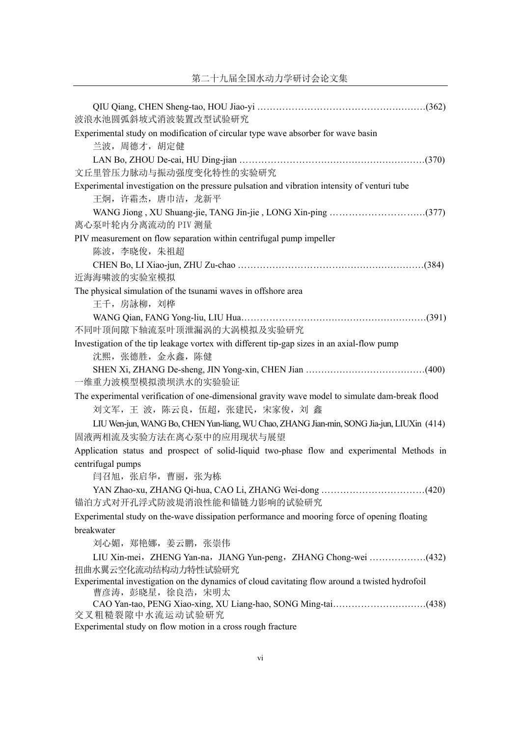QIU Qiang, CHEN Sheng-tao, HOU Jiao-yi ………………………………………………(362)

波浪水池圆弧斜坡式消波装置改型试验研究

Experimental study on modification of circular type wave absorber for wave basin

兰波，周德才，胡定健

LAN Bo, ZHOU De-cai, HU Ding-jian ……………………………………………………(370)

文丘里管压力脉动与振动强度变化特性的实验研究

Experimental investigation on the pressure pulsation and vibration intensity of venturi tube

王炯，许霜杰，唐巾洁，龙新平

WANG Jiong , XU Shuang-jie, TANG Jin-jie , LONG Xin-ping ………………………….(377)

离心泵叶轮内分离流动的 PIV 测量

PIV measurement on flow separation within centrifugal pump impeller

陈波，李晓俊，朱祖超

CHEN Bo, LI Xiao-jun, ZHU Zu-chao ……………………………………………………(384)

近海海啸波的实验室模拟

The physical simulation of the tsunami waves in offshore area

王千，房詠柳，刘桦

WANG Qian, FANG Yong-liu, LIU Hua……………………………………………………(391)

不同叶顶间隙下轴流泵叶顶泄漏涡的大涡模拟及实验研究

Investigation of the tip leakage vortex with different tip-gap sizes in an axial-flow pump

沈熙，张德胜，金永鑫，陈健

SHEN Xi, ZHANG De-sheng, JIN Yong-xin, CHEN Jian …………………………………(400)

一维重力波模型模拟溃坝洪水的实验验证

The experimental verification of one-dimensional gravity wave model to simulate dam-break flood

刘文军，王 波，陈云良，伍超，张建民，宋家俊，刘 鑫

LIU Wen-jun, WANG Bo, CHEN Yun-liang, WU Chao, ZHANG Jian-min, SONG Jia-jun, LIUXin (414)

固液两相流及实验方法在离心泵中的应用现状与展望

Application status and prospect of solid-liquid two-phase flow and experimental Methods in centrifugal pumps

闫召旭，张启华，曹丽，张为栋

YAN Zhao-xu, ZHANG Qi-hua, CAO Li, ZHANG Wei-dong ……………………………(420)

锚泊方式对开孔浮式防波堤消浪性能和锚链力影响的试验研究

Experimental study on the-wave dissipation performance and mooring force of opening floating breakwater

刘心媚，郑艳娜，姜云鹏，张崇伟

LIU Xin-mei，ZHENG Yan-na，JIANG Yun-peng，ZHANG Chong-wei ………………(432)

扭曲水翼云空化流动结构动力特性试验研究

Experimental investigation on the dynamics of cloud cavitating flow around a twisted hydrofoil

曹彦涛，彭晓星，徐良浩，宋明太

CAO Yan-tao, PENG Xiao-xing, XU Liang-hao, SONG Ming-tai…………………………(438)

交叉粗糙裂隙中水流运动试验研究

Experimental study on flow motion in a cross rough fracture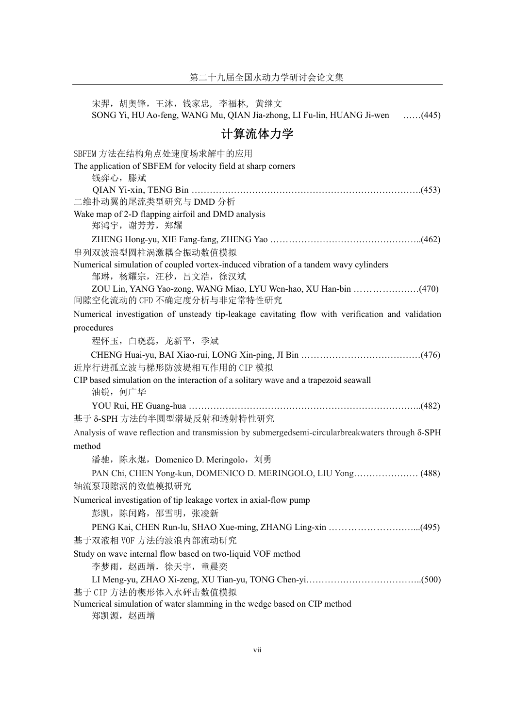宋羿，胡奥锋，王沐，钱家忠，李福林，黄继文

SONG Yi, HU Ao-feng, WANG Mu, QIAN Jia-zhong, LI Fu-lin, HUANG Ji-wen ……(445)

## 计算流体力学

SBFEM 方法在结构角点处速度场求解中的应用

The application of SBFEM for velocity field at sharp corners

钱弈心，滕斌

QIAN Yi-xin, TENG Bin …………………………………………………………………….(453)

二维扑动翼的尾流类型研究与 DMD 分析

Wake map of 2-D flapping airfoil and DMD analysis

郑鸿宇，谢芳芳，郑耀

ZHENG Hong-yu, XIE Fang-fang, ZHENG Yao …………………………………………..(462)

串列双波浪型圆柱涡激耦合振动数值模拟

Numerical simulation of coupled vortex-induced vibration of a tandem wavy cylinders

邹琳，杨耀宗，汪秒，吕文浩，徐汉斌

ZOU Lin, YANG Yao-zong, WANG Miao, LYU Wen-hao, XU Han-bin …………………(470)

间隙空化流动的 CFD 不确定度分析与非定常特性研究

Numerical investigation of unsteady tip-leakage cavitating flow with verification and validation procedures

程怀玉，白晓蕊，龙新平，季斌

CHENG Huai-yu, BAI Xiao-rui, LONG Xin-ping, JI Bin …………………………………(476)

近岸行进孤立波与梯形防波堤相互作用的 CIP 模拟

CIP based simulation on the interaction of a solitary wave and a trapezoid seawall

油锐，何广华

YOU Rui, HE Guang-hua …………………………………………………………………..(482)

基于 δ-SPH 方法的半圆型潜堤反射和透射特性研究

Analysis of wave reflection and transmission by submergedsemi-circularbreakwaters through δ-SPH method

潘驰，陈永焜，Domenico D. Meringolo，刘勇

PAN Chi, CHEN Yong-kun, DOMENICO D. MERINGOLO, LIU Yong………………… (488)

轴流泵顶隙涡的数值模拟研究

Numerical investigation of tip leakage vortex in axial-flow pump

彭凯，陈闰路，邵雪明，张凌新

PENG Kai, CHEN Run-lu, SHAO Xue-ming, ZHANG Ling-xin ………………………...(495)

基于双液相 VOF 方法的波浪内部流动研究

Study on wave internal flow based on two-liquid VOF method

李梦雨，赵西增，徐天宇，童晨奕

LI Meng-yu, ZHAO Xi-zeng, XU Tian-yu, TONG Chen-yi………………………………..(500)

基于 CIP 方法的楔形体入水砰击数值模拟

Numerical simulation of water slamming in the wedge based on CIP method

郑凯源，赵西增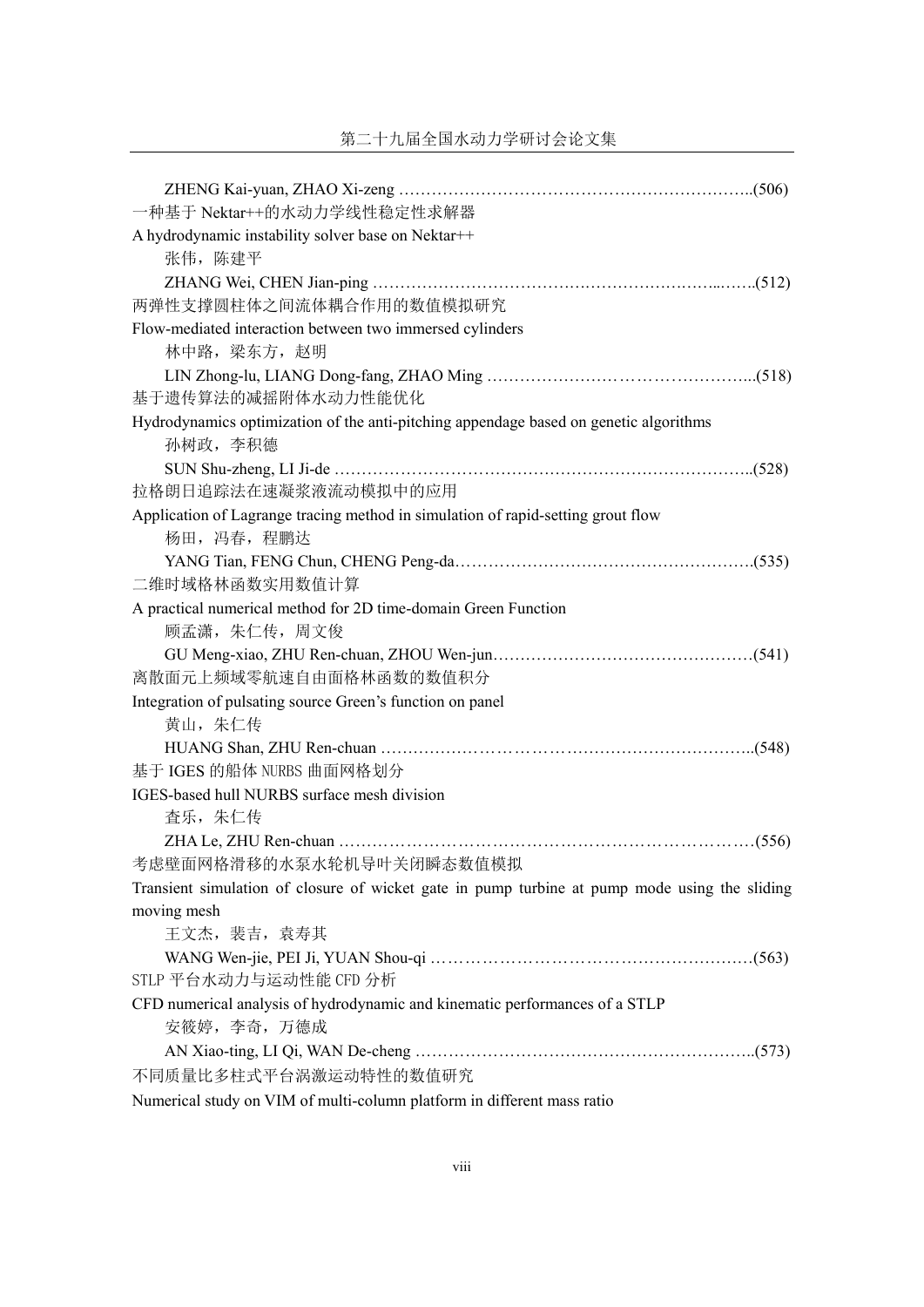ZHENG Kai-yuan, ZHAO Xi-zeng …………………………………………………………..(506)

一种基于 Nektar++的水动力学线性稳定性求解器

A hydrodynamic instability solver base on Nektar++

张伟，陈建平

ZHANG Wei, CHEN Jian-ping ……………………………………………………...…..(512)

两弹性支撑圆柱体之间流体耦合作用的数值模拟研究

Flow-mediated interaction between two immersed cylinders

林中路，梁东方，赵明

LIN Zhong-lu, LIANG Dong-fang, ZHAO Ming ………………………………………...(518)

基于遗传算法的减摇附体水动力性能优化

Hydrodynamics optimization of the anti-pitching appendage based on genetic algorithms

孙树政，李积德

SUN Shu-zheng, LI Ji-de …………………………………………………………………..(528)

拉格朗日追踪法在速凝浆液流动模拟中的应用

Application of Lagrange tracing method in simulation of rapid-setting grout flow

杨田，冯春，程鹏达

YANG Tian, FENG Chun, CHENG Peng-da……………………………………………….(535)

二维时域格林函数实用数值计算

A practical numerical method for 2D time-domain Green Function

顾孟潇，朱仁传，周文俊

GU Meng-xiao, ZHU Ren-chuan, ZHOU Wen-jun…………………………………………(541)

离散面元上频域零航速自由面格林函数的数值积分

Integration of pulsating source Green's function on panel

黄山，朱仁传

HUANG Shan, ZHU Ren-chuan ……………………………………………………………..(548)

基于 IGES 的船体 NURBS 曲面网格划分

IGES-based hull NURBS surface mesh division

查乐，朱仁传

ZHA Le, ZHU Ren-chuan ……………………………………………………………………(556)

考虑壁面网格滑移的水泵水轮机导叶关闭瞬态数值模拟

Transient simulation of closure of wicket gate in pump turbine at pump mode using the sliding moving mesh

王文杰，裴吉，袁寿其

WANG Wen-jie, PEI Ji, YUAN Shou-qi ……………………………………………………(563)

STLP 平台水动力与运动性能 CFD 分析

CFD numerical analysis of hydrodynamic and kinematic performances of a STLP

安筱婷，李奇，万德成

AN Xiao-ting, LI Qi, WAN De-cheng ………………………………………………………..(573)

不同质量比多柱式平台涡激运动特性的数值研究

Numerical study on VIM of multi-column platform in different mass ratio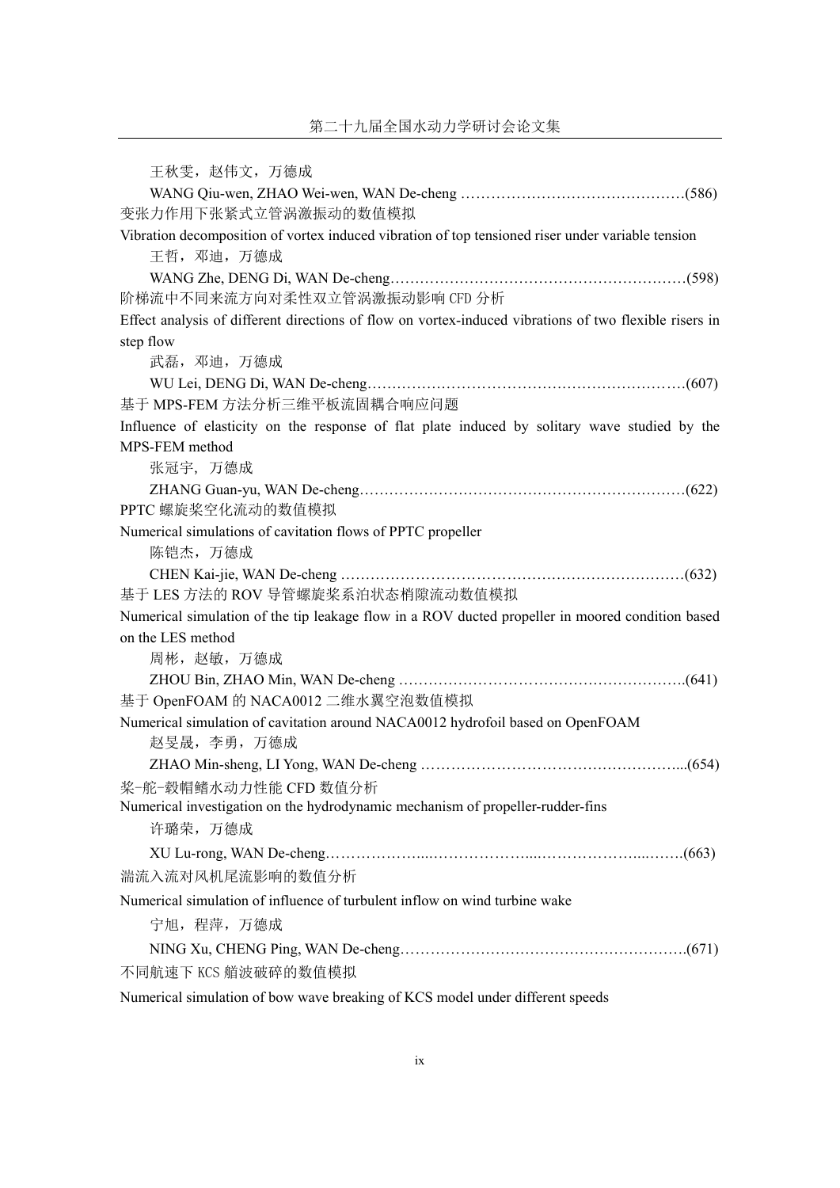王秋雯，赵伟文，万德成

WANG Qiu-wen, ZHAO Wei-wen, WAN De-cheng ………………………………………(586)

变张力作用下张紧式立管涡激振动的数值模拟

Vibration decomposition of vortex induced vibration of top tensioned riser under variable tension

王哲，邓迪，万德成

WANG Zhe, DENG Di, WAN De-cheng……………………………………………………(598)

阶梯流中不同来流方向对柔性双立管涡激振动影响 CFD 分析

Effect analysis of different directions of flow on vortex-induced vibrations of two flexible risers in step flow

武磊，邓迪，万德成

WU Lei, DENG Di, WAN De-cheng………………………………………………………(607)

基于 MPS-FEM 方法分析三维平板流固耦合响应问题

Influence of elasticity on the response of flat plate induced by solitary wave studied by the MPS-FEM method

张冠宇, 万德成

ZHANG Guan-yu, WAN De-cheng…………………………………………………………(622)

PPTC 螺旋桨空化流动的数值模拟

Numerical simulations of cavitation flows of PPTC propeller

陈锴杰，万德成

CHEN Kai-jie, WAN De-cheng ……………………………………………………………(632)

基于 LES 方法的 ROV 导管螺旋桨系泊状态梢隙流动数值模拟

Numerical simulation of the tip leakage flow in a ROV ducted propeller in moored condition based on the LES method

周彬，赵敏，万德成

ZHOU Bin, ZHAO Min, WAN De-cheng ………………………………………………….(641)

基于 OpenFOAM 的 NACA0012 二维水翼空泡数值模拟

Numerical simulation of cavitation around NACA0012 hydrofoil based on OpenFOAM

赵旻晟，李勇，万德成

ZHAO Min-sheng, LI Yong, WAN De-cheng ……………………………………………...(654)

桨-舵-毂帽鳍水动力性能 CFD 数值分析

Numerical investigation on the hydrodynamic mechanism of propeller-rudder-fins

许璐荣，万德成

XU Lu-rong, WAN De-cheng………………...………………...……………………...…….(663)

湍流入流对风机尾流影响的数值分析

Numerical simulation of influence of turbulent inflow on wind turbine wake

宁旭，程萍，万德成

NING Xu, CHENG Ping, WAN De-cheng………………………………………………….(671)

不同航速下 KCS 艏波破碎的数值模拟

Numerical simulation of bow wave breaking of KCS model under different speeds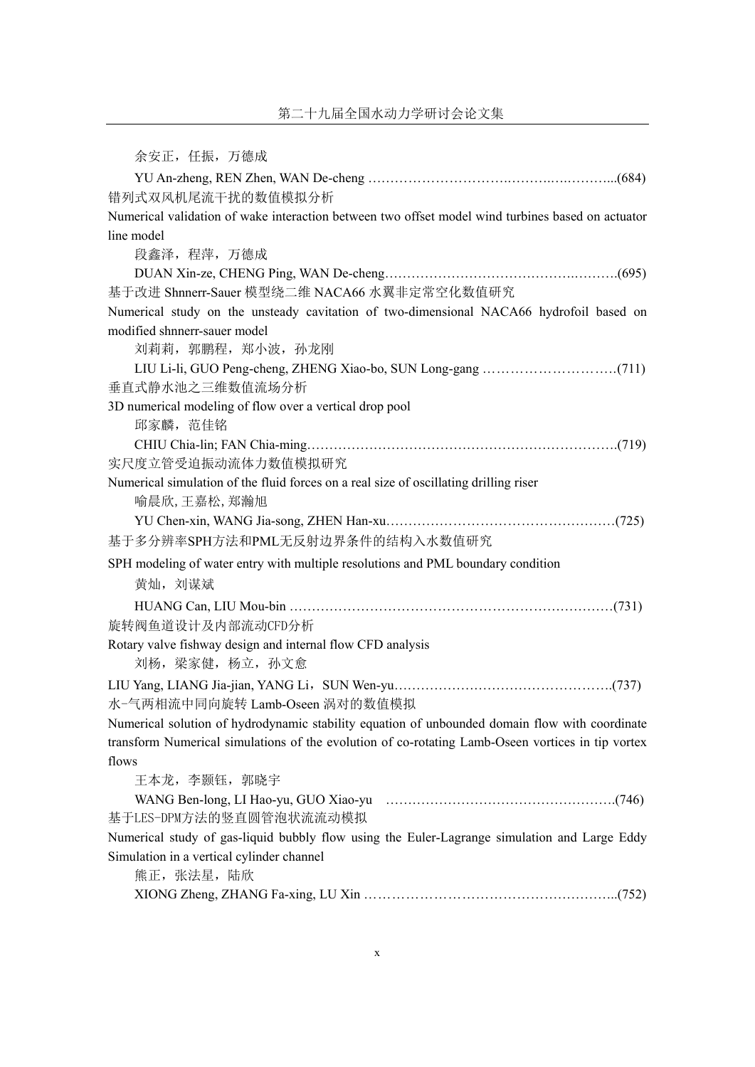余安正，任振，万德成

YU An-zheng, REN Zhen, WAN De-cheng …………………………….……….…….……...(684)

错列式双风机尾流干扰的数值模拟分析

Numerical validation of wake interaction between two offset model wind turbines based on actuator line model

段鑫泽，程萍，万德成

DUAN Xin-ze, CHENG Ping, WAN De-cheng…………………………………….……….(695)

基于改进 Shnnerr-Sauer 模型绕二维 NACA66 水翼非定常空化数值研究

Numerical study on the unsteady cavitation of two-dimensional NACA66 hydrofoil based on modified shnnerr-sauer model

刘莉莉，郭鹏程，郑小波，孙龙刚

LIU Li-li, GUO Peng-cheng, ZHENG Xiao-bo, SUN Long-gang ……………………….(711)

垂直式静水池之三维数值流场分析

3D numerical modeling of flow over a vertical drop pool

邱家麟，范佳铭

CHIU Chia-lin; FAN Chia-ming…………………………………………………………….(719)

实尺度立管受迫振动流体力数值模拟研究

Numerical simulation of the fluid forces on a real size of oscillating drilling riser

喻晨欣, 王嘉松, 郑瀚旭

YU Chen-xin, WANG Jia-song, ZHEN Han-xu……………………………………………(725)

基于多分辨率SPH方法和PML无反射边界条件的结构入水数值研究

SPH modeling of water entry with multiple resolutions and PML boundary condition

黄灿，刘谋斌

HUANG Can, LIU Mou-bin ………………………………………………………………(731)

旋转阀鱼道设计及内部流动CFD分析

Rotary valve fishway design and internal flow CFD analysis

刘杨，梁家健，杨立，孙文愈

LIU Yang, LIANG Jia-jian, YANG Li，SUN Wen-yu………………………………………….(737)

水-气两相流中同向旋转 Lamb-Oseen 涡对的数值模拟

Numerical solution of hydrodynamic stability equation of unbounded domain flow with coordinate transform Numerical simulations of the evolution of co-rotating Lamb-Oseen vortices in tip vortex flows

王本龙，李颢钰，郭晓宇

WANG Ben-long, LI Hao-yu, GUO Xiao-yu ………………………………………….(746)

基于LES-DPM方法的竖直圆管泡状流流动模拟

Numerical study of gas-liquid bubbly flow using the Euler-Lagrange simulation and Large Eddy Simulation in a vertical cylinder channel

熊正，张法星，陆欣

XIONG Zheng, ZHANG Fa-xing, LU Xin ………………………………………………..(752)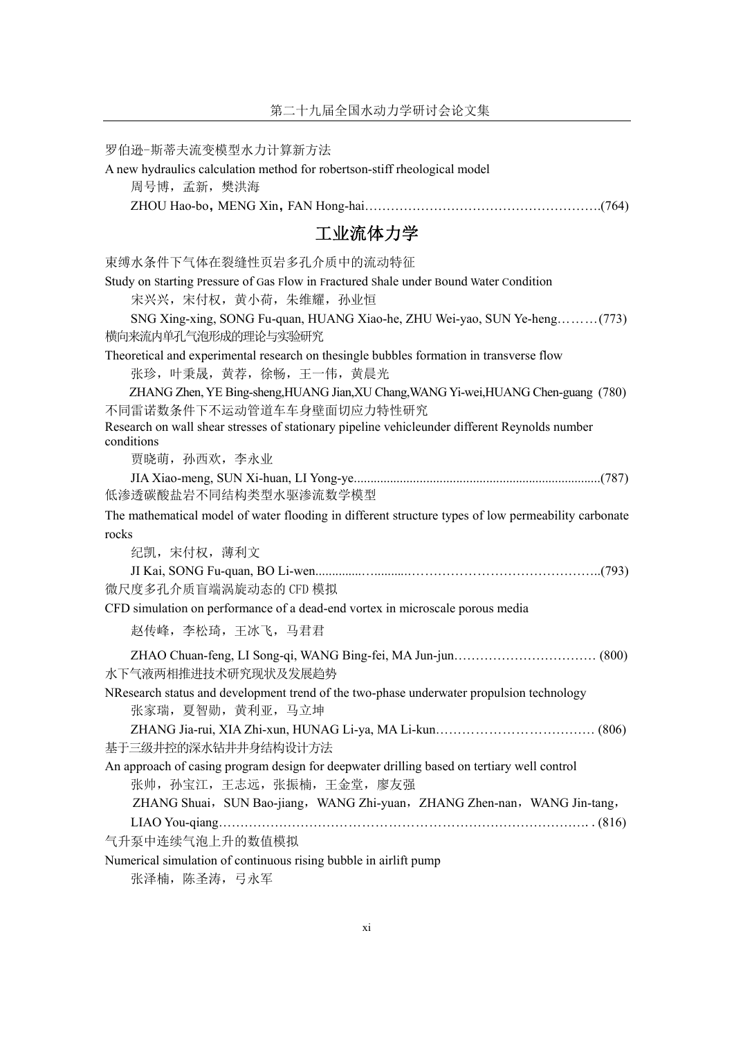罗伯逊-斯蒂夫流变模型水力计算新方法

A new hydraulics calculation method for robertson-stiff rheological model

周号博，孟新，樊洪海

ZHOU Hao-bo，MENG Xin，FAN Hong-hai…………………………………………….(764)

## 工业流体力学

束缚水条件下气体在裂缝性页岩多孔介质中的流动特征

Study on Starting Pressure of Gas Flow in Fractured Shale under Bound Water Condition

宋兴兴，宋付权，黄小荷，朱维耀，孙业恒

SNG Xing-xing, SONG Fu-quan, HUANG Xiao-he, ZHU Wei-yao, SUN Ye-heng………(773)

横向来流内单孔气泡形成的理论与实验研究

Theoretical and experimental research on thesingle bubbles formation in transverse flow

张珍，叶秉晟，黄荐，徐畅，王一伟，黄晨光

ZHANG Zhen, YE Bing-sheng,HUANG Jian,XU Chang,WANG Yi-wei,HUANG Chen-guang (780)

不同雷诺数条件下不运动管道车车身壁面切应力特性研究

Research on wall shear stresses of stationary pipeline vehicleunder different Reynolds number conditions

贾晓萌，孙西欢，李永业

JIA Xiao-meng, SUN Xi-huan, LI Yong-ye.........................................................................(787)

低渗透碳酸盐岩不同结构类型水驱渗流数学模型

The mathematical model of water flooding in different structure types of low permeability carbonate rocks

纪凯，宋付权，薄利文

JI Kai, SONG Fu-quan, BO Li-wen..............…..........……………………………………..(793)

微尺度多孔介质盲端涡旋动态的CFD模拟

CFD simulation on performance of a dead-end vortex in microscale porous media

赵传峰，李松琦，王冰飞，马君君

ZHAO Chuan-feng, LI Song-qi, WANG Bing-fei, MA Jun-jun…………………………… (800)

水下气液两相推进技术研究现状及发展趋势

NResearch status and development trend of the two-phase underwater propulsion technology

张家瑞，夏智勋，黄利亚，马立坤

ZHANG Jia-rui, XIA Zhi-xun, HUNAG Li-ya, MA Li-kun……………………………… (806)

基于三级井控的深水钻井井身结构设计方法

An approach of casing program design for deepwater drilling based on tertiary well control

张帅，孙宝江，王志远，张振楠，王金堂，廖友强

ZHANG Shuai，SUN Bao-jiang，WANG Zhi-yuan，ZHANG Zhen-nan，WANG Jin-tang，LIAO You-qiang…………………………………………………………………………. . (816)

气升泵中连续气泡上升的数值模拟

Numerical simulation of continuous rising bubble in airlift pump

张泽楠，陈圣涛，弓永军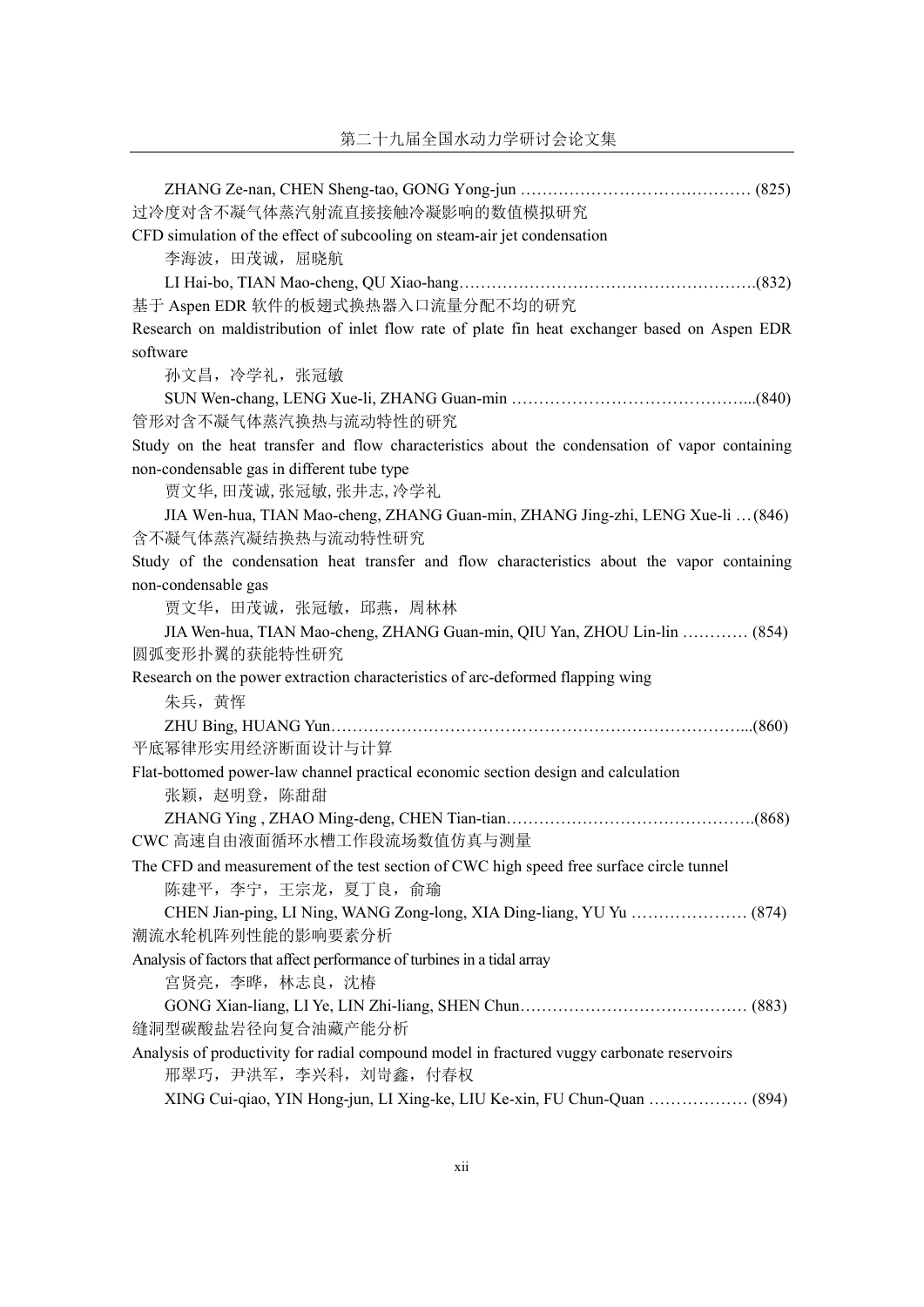ZHANG Ze-nan, CHEN Sheng-tao, GONG Yong-jun …………………………………… (825)

过冷度对含不凝气体蒸汽射流直接接触冷凝影响的数值模拟研究

CFD simulation of the effect of subcooling on steam-air jet condensation

李海波，田茂诚，屈晓航

LI Hai-bo, TIAN Mao-cheng, QU Xiao-hang……………………………………………….(832)

基于 Aspen EDR 软件的板翅式换热器入口流量分配不均的研究

Research on maldistribution of inlet flow rate of plate fin heat exchanger based on Aspen EDR software

孙文昌，冷学礼，张冠敏

SUN Wen-chang, LENG Xue-li, ZHANG Guan-min ……………………………………...(840)

管形对含不凝气体蒸汽换热与流动特性的研究

Study on the heat transfer and flow characteristics about the condensation of vapor containing non-condensable gas in different tube type

贾文华, 田茂诚, 张冠敏, 张井志, 冷学礼

JIA Wen-hua, TIAN Mao-cheng, ZHANG Guan-min, ZHANG Jing-zhi, LENG Xue-li …(846)

含不凝气体蒸汽凝结换热与流动特性研究

Study of the condensation heat transfer and flow characteristics about the vapor containing non-condensable gas

贾文华，田茂诚，张冠敏，邱燕，周林林

JIA Wen-hua, TIAN Mao-cheng, ZHANG Guan-min, QIU Yan, ZHOU Lin-lin ………… (854)

圆弧变形扑翼的获能特性研究

Research on the power extraction characteristics of arc-deformed flapping wing

朱兵，黄恽

ZHU Bing, HUANG Yun…………………………………………………………………...(860)

平底幂律形实用经济断面设计与计算

Flat-bottomed power-law channel practical economic section design and calculation

张颖，赵明登，陈甜甜

ZHANG Ying , ZHAO Ming-deng, CHEN Tian-tian……………………………………….(868)

CWC 高速自由液面循环水槽工作段流场数值仿真与测量

The CFD and measurement of the test section of CWC high speed free surface circle tunnel

陈建平，李宁，王宗龙，夏丁良，俞瑜

CHEN Jian-ping, LI Ning, WANG Zong-long, XIA Ding-liang, YU Yu ………………… (874)

潮流水轮机阵列性能的影响要素分析

Analysis of factors that affect performance of turbines in a tidal array

宫贤亮，李晔，林志良，沈椿

GONG Xian-liang, LI Ye, LIN Zhi-liang, SHEN Chun…………………………………… (883)

缝洞型碳酸盐岩径向复合油藏产能分析

Analysis of productivity for radial compound model in fractured vuggy carbonate reservoirs

邢翠巧，尹洪军，李兴科，刘岢鑫，付春权

XING Cui-qiao, YIN Hong-jun, LI Xing-ke, LIU Ke-xin, FU Chun-Quan ……………… (894)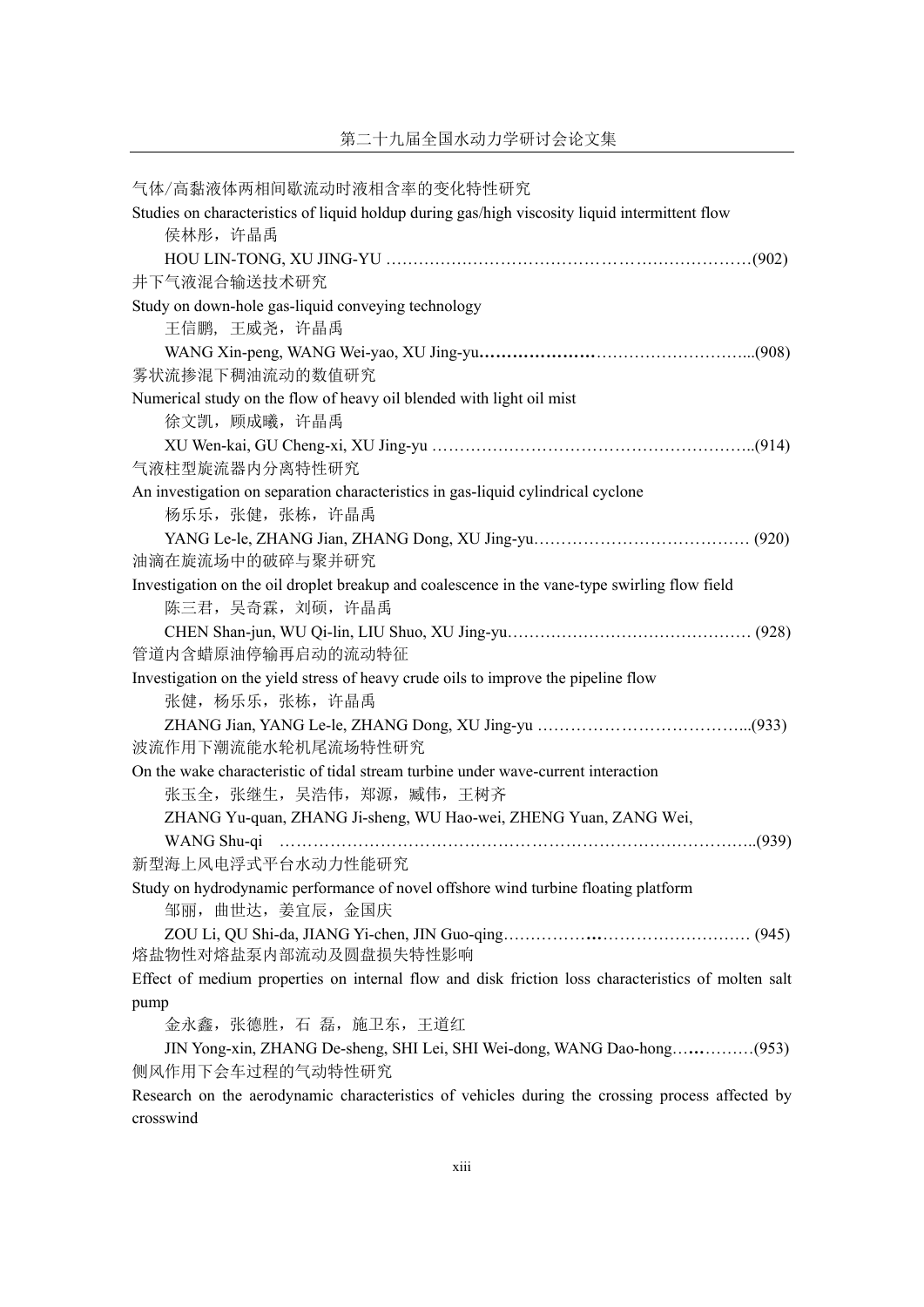气体/高黏液体两相间歇流动时液相含率的变化特性研究

Studies on characteristics of liquid holdup during gas/high viscosity liquid intermittent flow

侯林彤，许晶禹

HOU LIN-TONG, XU JING-YU …………………………………………………………(902)

井下气液混合输送技术研究

Study on down-hole gas-liquid conveying technology

王信鹏，王威尧，许晶禹

WANG Xin-peng, WANG Wei-yao, XU Jing-yu………………………………………...(908)

雾状流掺混下稠油流动的数值研究

Numerical study on the flow of heavy oil blended with light oil mist

徐文凯，顾成曦，许晶禹

XU Wen-kai, GU Cheng-xi, XU Jing-yu …………………………………………………..(914)

气液柱型旋流器内分离特性研究

An investigation on separation characteristics in gas-liquid cylindrical cyclone

杨乐乐，张健，张栋，许晶禹

YANG Le-le, ZHANG Jian, ZHANG Dong, XU Jing-yu………………………………… (920)

油滴在旋流场中的破碎与聚并研究

Investigation on the oil droplet breakup and coalescence in the vane-type swirling flow field

陈三君，吴奇霖，刘硕，许晶禹

CHEN Shan-jun, WU Qi-lin, LIU Shuo, XU Jing-yu…………………………………… (928)

管道内含蜡原油停输再启动的流动特征

Investigation on the yield stress of heavy crude oils to improve the pipeline flow

张健，杨乐乐，张栋，许晶禹

ZHANG Jian, YANG Le-le, ZHANG Dong, XU Jing-yu ………………………………...(933)

波流作用下潮流能水轮机尾流场特性研究

On the wake characteristic of tidal stream turbine under wave-current interaction

张玉全，张继生，吴浩伟，郑源，臧伟，王树齐

ZHANG Yu-quan, ZHANG Ji-sheng, WU Hao-wei, ZHENG Yuan, ZANG Wei, WANG Shu-qi ……………………………………………………………………………..(939)

新型海上风电浮式平台水动力性能研究

Study on hydrodynamic performance of novel offshore wind turbine floating platform

邹丽，曲世达，姜宜辰，金国庆

ZOU Li, QU Shi-da, JIANG Yi-chen, JIN Guo-qing……………………………………… (945)

熔盐物性对熔盐泵内部流动及圆盘损失特性影响

Effect of medium properties on internal flow and disk friction loss characteristics of molten salt pump

金永鑫，张德胜，石 磊，施卫东，王道红

JIN Yong-xin, ZHANG De-sheng, SHI Lei, SHI Wei-dong, WANG Dao-hong……………(953)

侧风作用下会车过程的气动特性研究

Research on the aerodynamic characteristics of vehicles during the crossing process affected by crosswind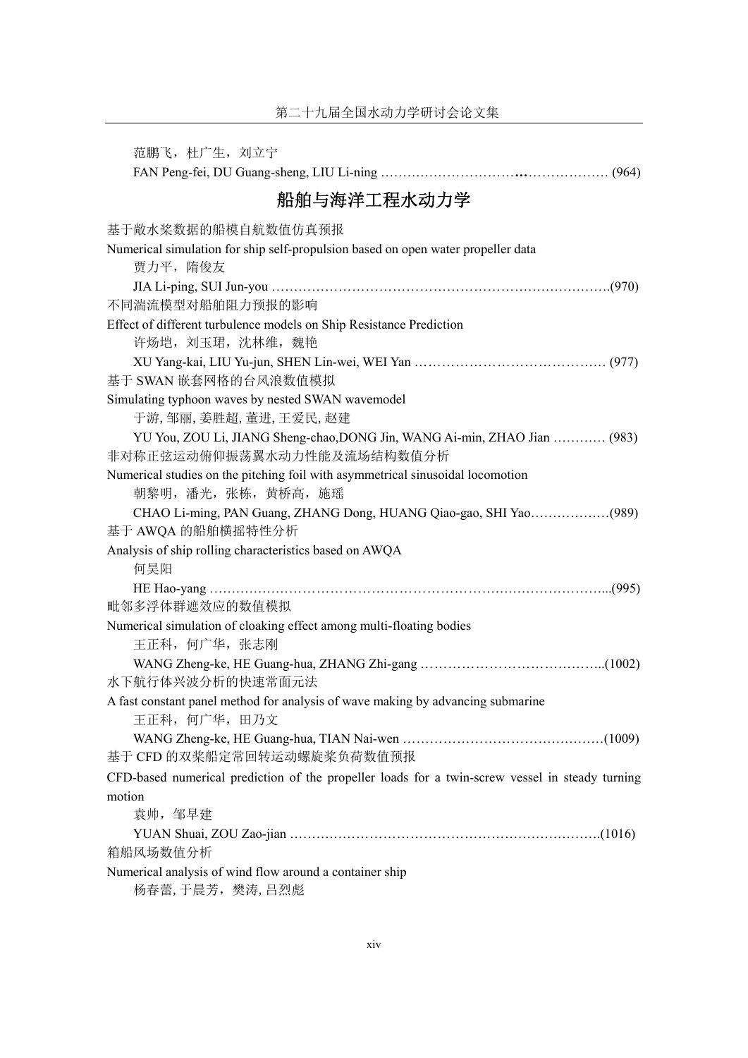范鹏飞，杜广生，刘立宁

FAN Peng-fei, DU Guang-sheng, LIU Li-ning ………………………...………………… (964)

## 船舶与海洋工程水动力学

基于敞水桨数据的船模自航数值仿真预报

Numerical simulation for ship self-propulsion based on open water propeller data

贾力平，隋俊友

JIA Li-ping, SUI Jun-you …………………………………………………………………….(970)

不同湍流模型对船舶阻力预报的影响

Effect of different turbulence models on Ship Resistance Prediction

许炀垲，刘玉珺，沈林维，魏艳

XU Yang-kai, LIU Yu-jun, SHEN Lin-wei, WEI Yan …………………………………… (977)

基于 SWAN 嵌套网格的台风浪数值模拟

Simulating typhoon waves by nested SWAN wavemodel

于游, 邹丽, 姜胜超, 董进, 王爱民, 赵建

YU You, ZOU Li, JIANG Sheng-chao,DONG Jin, WANG Ai-min, ZHAO Jian ………… (983)

非对称正弦运动俯仰振荡翼水动力性能及流场结构数值分析

Numerical studies on the pitching foil with asymmetrical sinusoidal locomotion

朝黎明，潘光，张栋，黄桥高，施瑶

CHAO Li-ming, PAN Guang, ZHANG Dong, HUANG Qiao-gao, SHI Yao………………(989)

基于 AWQA 的船舶横摇特性分析

Analysis of ship rolling characteristics based on AWQA

何昊阳

HE Hao-yang ………………………………………………………………………………...(995)

毗邻多浮体群遮效应的数值模拟

Numerical simulation of cloaking effect among multi-floating bodies

王正科，何广华，张志刚

WANG Zheng-ke, HE Guang-hua, ZHANG Zhi-gang …………………………………..(1002)

水下航行体兴波分析的快速常面元法

A fast constant panel method for analysis of wave making by advancing submarine

王正科，何广华，田乃文

WANG Zheng-ke, HE Guang-hua, TIAN Nai-wen ………………………………………(1009)

基于 CFD 的双桨船定常回转运动螺旋桨负荷数值预报

CFD-based numerical prediction of the propeller loads for a twin-screw vessel in steady turning motion

袁帅，邹早建

YUAN Shuai, ZOU Zao-jian …………………………………………………………….(1016)

箱船风场数值分析

Numerical analysis of wind flow around a container ship

杨春蕾, 于晨芳，樊涛, 吕烈彪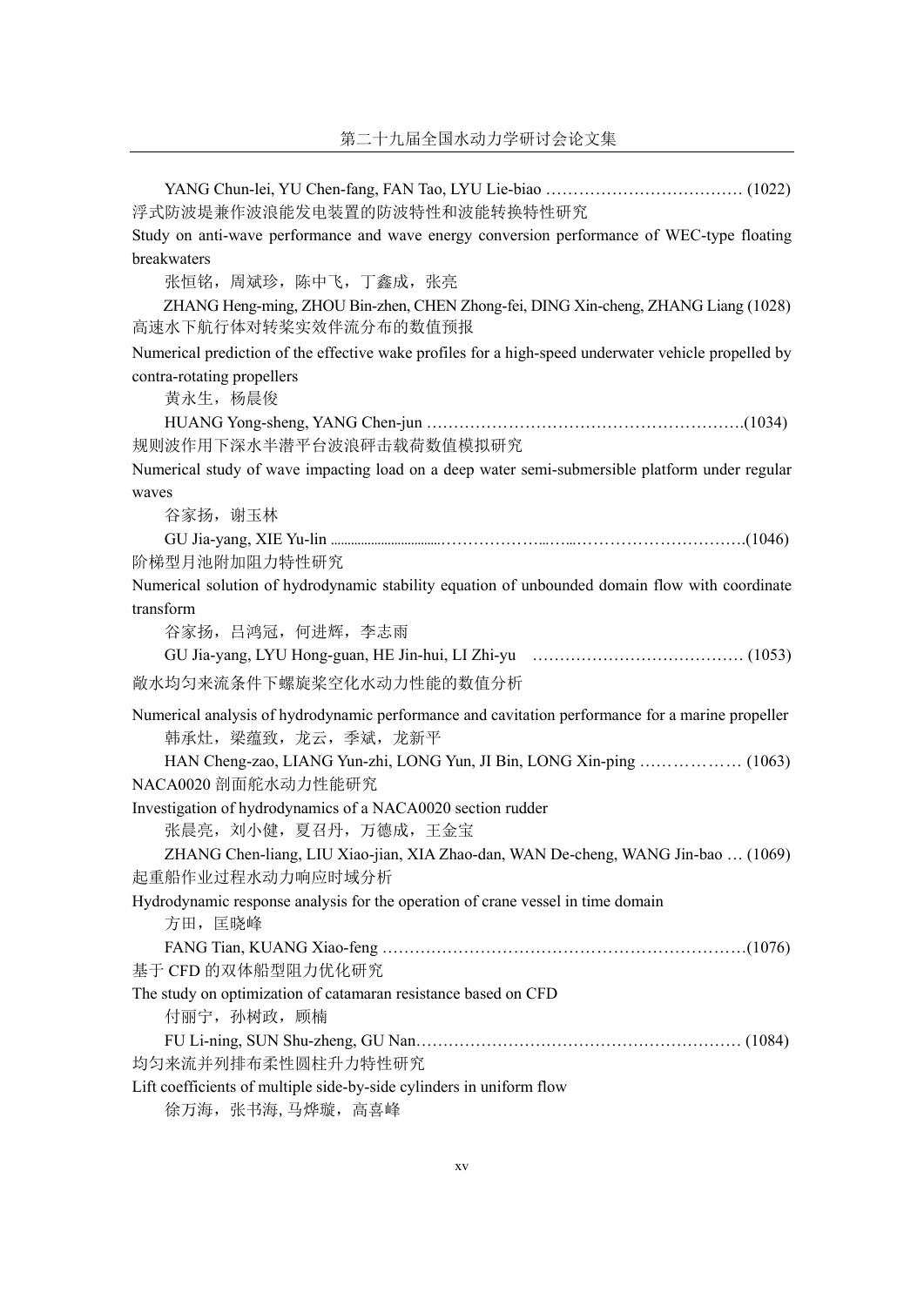YANG Chun-lei, YU Chen-fang, FAN Tao, LYU Lie-biao ……………………………… (1022)

浮式防波堤兼作波浪能发电装置的防波特性和波能转换特性研究

Study on anti-wave performance and wave energy conversion performance of WEC-type floating breakwaters

张恒铭，周斌珍，陈中飞，丁鑫成，张亮

ZHANG Heng-ming, ZHOU Bin-zhen, CHEN Zhong-fei, DING Xin-cheng, ZHANG Liang (1028)

高速水下航行体对转桨实效伴流分布的数值预报

Numerical prediction of the effective wake profiles for a high-speed underwater vehicle propelled by contra-rotating propellers

黄永生，杨晨俊

HUANG Yong-sheng, YANG Chen-jun ………………………………………………….(1034)

规则波作用下深水半潜平台波浪砰击载荷数值模拟研究

Numerical study of wave impacting load on a deep water semi-submersible platform under regular waves

谷家扬，谢玉林

GU Jia-yang, XIE Yu-lin ………………………………………………………………….(1046)

阶梯型月池附加阻力特性研究

Numerical solution of hydrodynamic stability equation of unbounded domain flow with coordinate transform

谷家扬，吕鸿冠，何进辉，李志雨

GU Jia-yang, LYU Hong-guan, HE Jin-hui, LI Zhi-yu ………………………………… (1053)

敞水均匀来流条件下螺旋桨空化水动力性能的数值分析

Numerical analysis of hydrodynamic performance and cavitation performance for a marine propeller

韩承灶，梁蕴致，龙云，季斌，龙新平

HAN Cheng-zao, LIANG Yun-zhi, LONG Yun, JI Bin, LONG Xin-ping ……………… (1063)

NACA0020 剖面舵水动力性能研究

Investigation of hydrodynamics of a NACA0020 section rudder

张晨亮，刘小健，夏召丹，万德成，王金宝

ZHANG Chen-liang, LIU Xiao-jian, XIA Zhao-dan, WAN De-cheng, WANG Jin-bao … (1069)

起重船作业过程水动力响应时域分析

Hydrodynamic response analysis for the operation of crane vessel in time domain

方田，匡晓峰

FANG Tian, KUANG Xiao-feng ………………………………………………………….(1076)

基于 CFD 的双体船型阻力优化研究

The study on optimization of catamaran resistance based on CFD

付丽宁，孙树政，顾楠

FU Li-ning, SUN Shu-zheng, GU Nan…………………………………………………… (1084)

均匀来流并列排布柔性圆柱升力特性研究

Lift coefficients of multiple side-by-side cylinders in uniform flow

徐万海，张书海, 马烨璇，高喜峰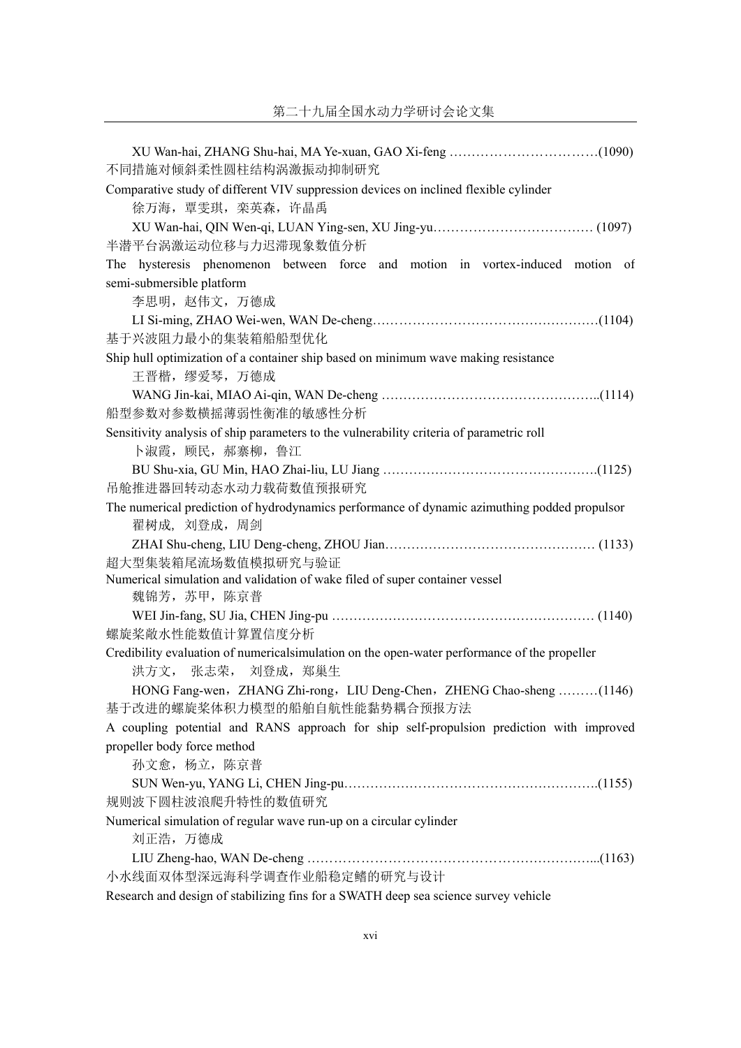XU Wan-hai, ZHANG Shu-hai, MA Ye-xuan, GAO Xi-feng …………………………….(1090)

不同措施对倾斜柔性圆柱结构涡激振动抑制研究

Comparative study of different VIV suppression devices on inclined flexible cylinder

徐万海，覃雯琪，栾英森，许晶禹

XU Wan-hai, QIN Wen-qi, LUAN Ying-sen, XU Jing-yu……………………………… (1097)

半潜平台涡激运动位移与力迟滞现象数值分析

The hysteresis phenomenon between force and motion in vortex-induced motion of semi-submersible platform

李思明，赵伟文，万德成

LI Si-ming, ZHAO Wei-wen, WAN De-cheng……………………………………………(1104)

基于兴波阻力最小的集装箱船船型优化

Ship hull optimization of a container ship based on minimum wave making resistance

王晋楷，缪爱琴，万德成

WANG Jin-kai, MIAO Ai-qin, WAN De-cheng …………………………………………..(1114)

船型参数对参数横摇薄弱性衡准的敏感性分析

Sensitivity analysis of ship parameters to the vulnerability criteria of parametric roll

卜淑霞，顾民，郝寨柳，鲁江

BU Shu-xia, GU Min, HAO Zhai-liu, LU Jiang ………………………………………….(1125)

吊舱推进器回转动态水动力载荷数值预报研究

The numerical prediction of hydrodynamics performance of dynamic azimuthing podded propulsor

翟树成, 刘登成，周剑

ZHAI Shu-cheng, LIU Deng-cheng, ZHOU Jian………………………………………… (1133)

超大型集装箱尾流场数值模拟研究与验证

Numerical simulation and validation of wake filed of super container vessel

魏锦芳，苏甲，陈京普

WEI Jin-fang, SU Jia, CHEN Jing-pu …………………………………………………… (1140)

螺旋桨敞水性能数值计算置信度分析

Credibility evaluation of numericalsimulation on the open-water performance of the propeller

洪方文， 张志荣， 刘登成，郑巢生

HONG Fang-wen，ZHANG Zhi-rong，LIU Deng-Chen，ZHENG Chao-sheng ………(1146)

基于改进的螺旋桨体积力模型的船舶自航性能黏势耦合预报方法

A coupling potential and RANS approach for ship self-propulsion prediction with improved propeller body force method

孙文愈，杨立，陈京普

SUN Wen-yu, YANG Li, CHEN Jing-pu………………………………………………….(1155)

规则波下圆柱波浪爬升特性的数值研究

Numerical simulation of regular wave run-up on a circular cylinder

刘正浩，万德成

LIU Zheng-hao, WAN De-cheng ………………………………………………………...(1163)

小水线面双体型深远海科学调查作业船稳定鳍的研究与设计

Research and design of stabilizing fins for a SWATH deep sea science survey vehicle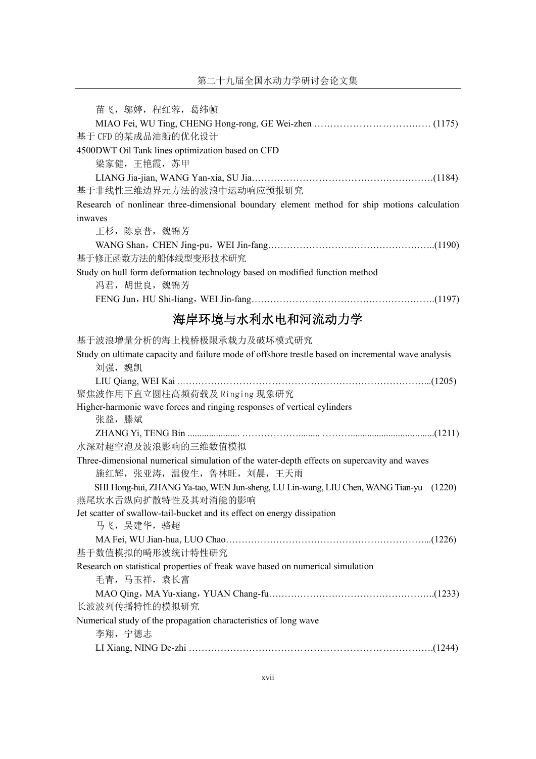苗飞，邬婷，程红蓉，葛纬帧

MIAO Fei, WU Ting, CHENG Hong-rong, GE Wei-zhen ……………………………… (1175)

基于 CFD 的某成品油船的优化设计

4500DWT Oil Tank lines optimization based on CFD

梁家健，王艳霞，苏甲

LIANG Jia-jian, WANG Yan-xia, SU Jia…………………………………………………(1184)

基于非线性三维边界元方法的波浪中运动响应预报研究

Research of nonlinear three-dimensional boundary element method for ship motions calculation inwaves

王杉，陈京普，魏锦芳

WANG Shan，CHEN Jing-pu，WEI Jin-fang……………………………………………..(1190)

基于修正函数方法的船体线型变形技术研究

Study on hull form deformation technology based on modified function method

冯君，胡世良，魏锦芳

FENG Jun，HU Shi-liang，WEI Jin-fang………………………………………………….(1197)

## 海岸环境与水利水电和河流动力学

基于波浪增量分析的海上栈桥极限承载力及破坏模式研究

Study on ultimate capacity and failure mode of offshore trestle based on incremental wave analysis

刘强，魏凯

LIU Qiang, WEI Kai ………………………………………………………………………...(1205)

聚焦波作用下直立圆柱高频荷载及 Ringing 现象研究

Higher-harmonic wave forces and ringing responses of vertical cylinders

张益，滕斌

ZHANG Yi, TENG Bin ..................... ……………….........  ……….................................(1211)

水深对超空泡及波浪影响的三维数值模拟

Three-dimensional numerical simulation of the water-depth effects on supercavity and waves

施红辉，张亚涛，温俊生，鲁林旺，刘晨，王天雨

SHI Hong-hui, ZHANG Ya-tao, WEN Jun-sheng, LU Lin-wang, LIU Chen, WANG Tian-yu (1220)

燕尾坎水舌纵向扩散特性及其对消能的影响

Jet scatter of swallow-tail-bucket and its effect on energy dissipation

马飞，吴建华，骆超

MA Fei, WU Jian-hua, LUO Chao………………………………………………………...(1226)

基于数值模拟的畸形波统计特性研究

Research on statistical properties of freak wave based on numerical simulation

毛青，马玉祥，袁长富

MAO Qing，MA Yu-xiang，YUAN Chang-fu……………………………………………..(1233)

长波波列传播特性的模拟研究

Numerical study of the propagation characteristics of long wave

李翔，宁德志

LI Xiang, NING De-zhi ………………………………………………………………….(1244)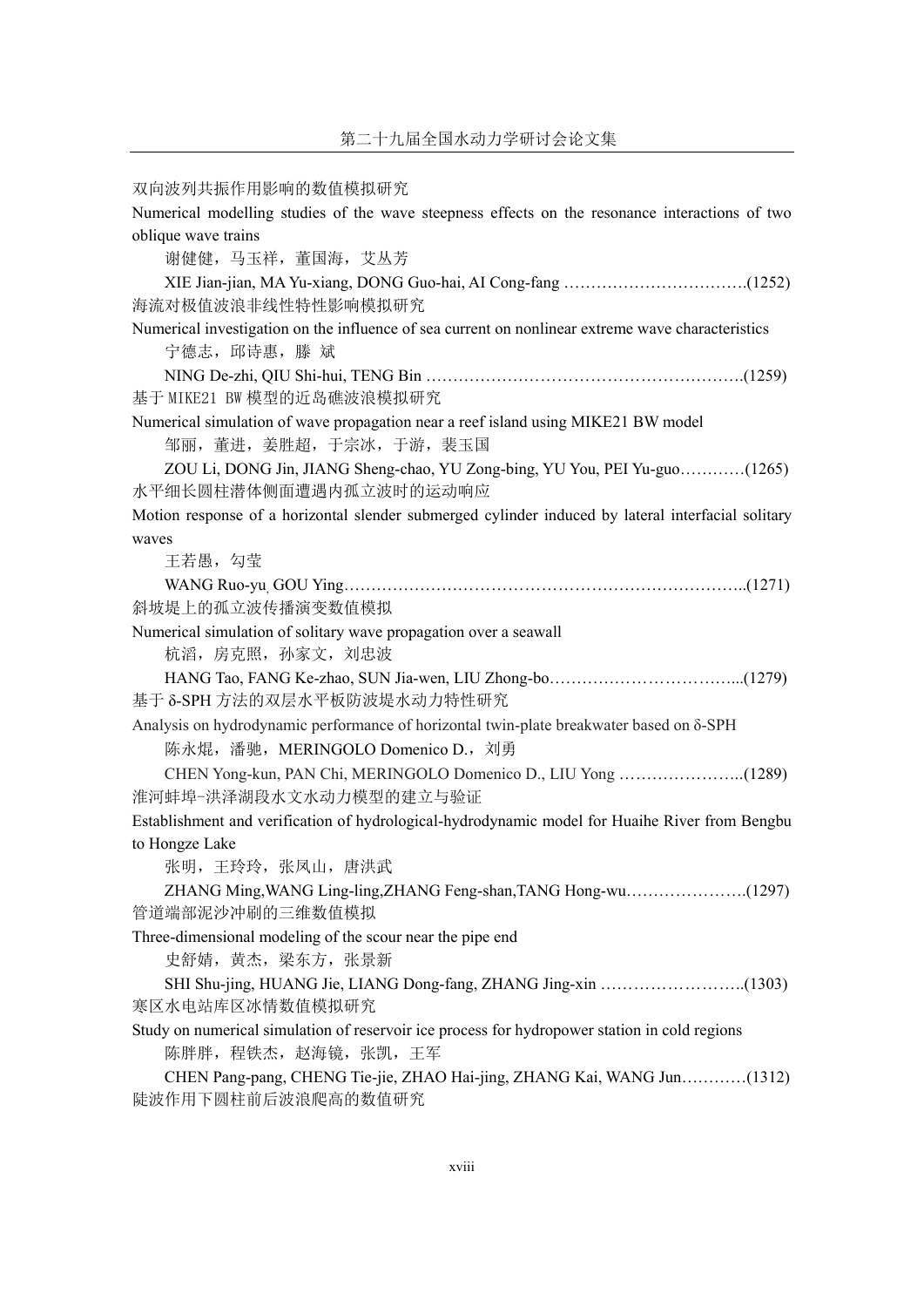双向波列共振作用影响的数值模拟研究

Numerical modelling studies of the wave steepness effects on the resonance interactions of two oblique wave trains

谢健健，马玉祥，董国海，艾丛芳

XIE Jian-jian, MA Yu-xiang, DONG Guo-hai, AI Cong-fang …………………………….(1252)

海流对极值波浪非线性特性影响模拟研究

Numerical investigation on the influence of sea current on nonlinear extreme wave characteristics

宁德志，邱诗惠，滕 斌

NING De-zhi, QIU Shi-hui, TENG Bin ………………………………………………….(1259)

基于 MIKE21 BW 模型的近岛礁波浪模拟研究

Numerical simulation of wave propagation near a reef island using MIKE21 BW model

邹丽，董进，姜胜超，于宗冰，于游，裴玉国

ZOU Li, DONG Jin, JIANG Sheng-chao, YU Zong-bing, YU You, PEI Yu-guo…………(1265)

水平细长圆柱潜体侧面遭遇内孤立波时的运动响应

Motion response of a horizontal slender submerged cylinder induced by lateral interfacial solitary waves

王若愚，勾莹

WANG Ruo-yu, GOU Ying………………………………………………………………..(1271)

斜坡堤上的孤立波传播演变数值模拟

Numerical simulation of solitary wave propagation over a seawall

杭滔，房克照，孙家文，刘忠波

HANG Tao, FANG Ke-zhao, SUN Jia-wen, LIU Zhong-bo……………………………...(1279)

基于 δ-SPH 方法的双层水平板防波堤水动力特性研究

Analysis on hydrodynamic performance of horizontal twin-plate breakwater based on δ-SPH

陈永焜，潘驰，MERINGOLO Domenico D.，刘勇

CHEN Yong-kun, PAN Chi, MERINGOLO Domenico D., LIU Yong …………………..(1289)

淮河蚌埠-洪泽湖段水文水动力模型的建立与验证

Establishment and verification of hydrological-hydrodynamic model for Huaihe River from Bengbu to Hongze Lake

张明，王玲玲，张凤山，唐洪武

ZHANG Ming,WANG Ling-ling,ZHANG Feng-shan,TANG Hong-wu………………….(1297)

管道端部泥沙冲刷的三维数值模拟

Three-dimensional modeling of the scour near the pipe end

史舒婧，黄杰，梁东方，张景新

SHI Shu-jing, HUANG Jie, LIANG Dong-fang, ZHANG Jing-xin ……………………..(1303)

寒区水电站库区冰情数值模拟研究

Study on numerical simulation of reservoir ice process for hydropower station in cold regions

陈胖胖，程铁杰，赵海镜，张凯，王军

CHEN Pang-pang, CHENG Tie-jie, ZHAO Hai-jing, ZHANG Kai, WANG Jun…………(1312)

陡波作用下圆柱前后波浪爬高的数值研究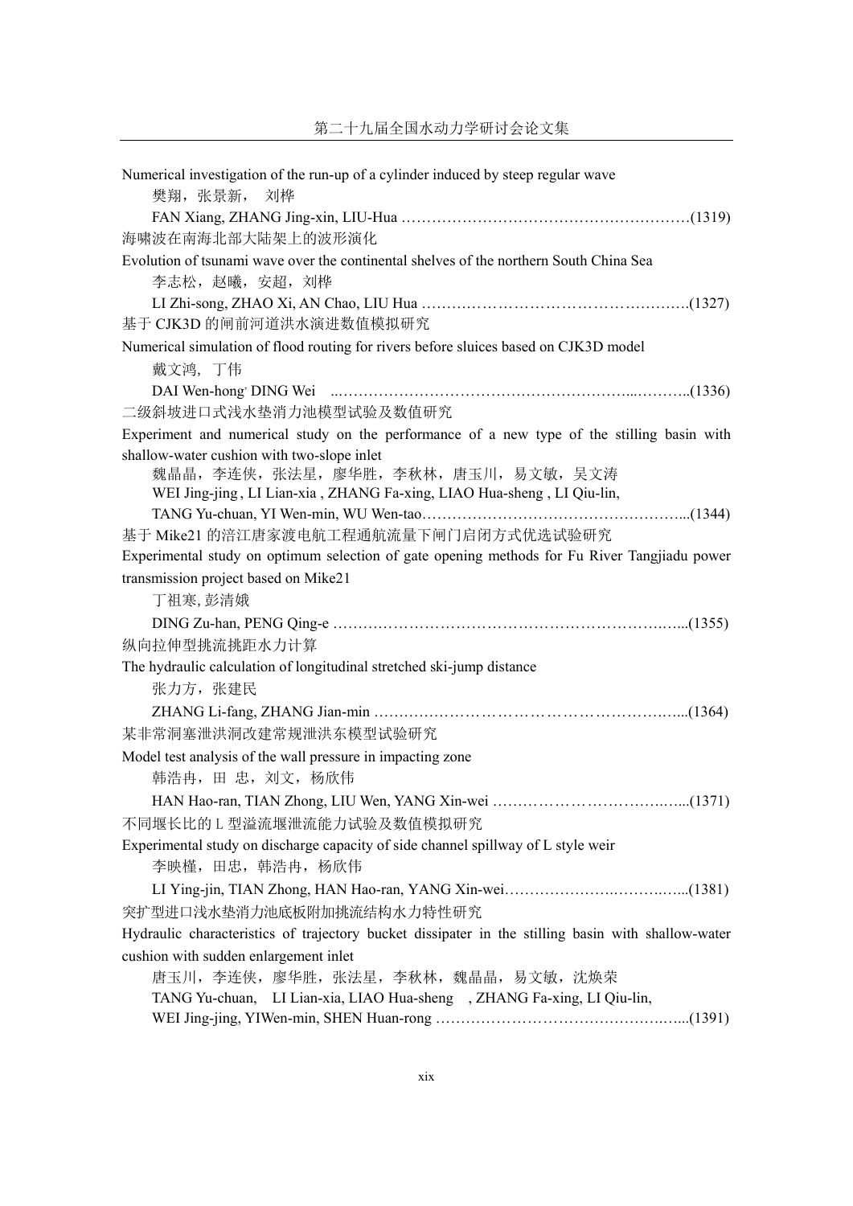Numerical investigation of the run-up of a cylinder induced by steep regular wave

樊翔，张景新， 刘桦

FAN Xiang, ZHANG Jing-xin, LIU-Hua ……………………………………………………(1319)

海啸波在南海北部大陆架上的波形演化

Evolution of tsunami wave over the continental shelves of the northern South China Sea

李志松，赵曦，安超，刘桦

LI Zhi-song, ZHAO Xi, AN Chao, LIU Hua …………………………………………….(1327)

基于 CJK3D 的闸前河道洪水演进数值模拟研究

Numerical simulation of flood routing for rivers before sluices based on CJK3D model

戴文鸿, 丁伟

DAI Wen-hong, DING Wei ..………………………………………………………..………..(1336)

二级斜坡进口式浅水垫消力池模型试验及数值研究

Experiment and numerical study on the performance of a new type of the stilling basin with shallow-water cushion with two-slope inlet

魏晶晶，李连侠，张法星，廖华胜，李秋林，唐玉川，易文敏，吴文涛

WEI Jing-jing, LI Lian-xia, ZHANG Fa-xing, LIAO Hua-sheng, LI Qiu-lin, TANG Yu-chuan, YI Wen-min, WU Wen-tao……………………………………………...(1344)

基于 Mike21 的涪江唐家渡电航工程通航流量下闸门启闭方式优选试验研究

Experimental study on optimum selection of gate opening methods for Fu River Tangjiadu power transmission project based on Mike21

丁祖寒, 彭清娥

DING Zu-han, PENG Qing-e ……………………………………………………………...(1355)

纵向拉伸型挑流挑距水力计算

The hydraulic calculation of longitudinal stretched ski-jump distance

张力方，张建民

ZHANG Li-fang, ZHANG Jian-min ………………………………………………………...(1364)

某非常洞塞泄洪洞改建常规泄洪东模型试验研究

Model test analysis of the wall pressure in impacting zone

韩浩冉，田 忠，刘文，杨欣伟

HAN Hao-ran, TIAN Zhong, LIU Wen, YANG Xin-wei ………………………………...(1371)

不同堰长比的 L 型溢流堰泄流能力试验及数值模拟研究

Experimental study on discharge capacity of side channel spillway of L style weir

李映槿，田忠，韩浩冉，杨欣伟

LI Ying-jin, TIAN Zhong, HAN Hao-ran, YANG Xin-wei……………………………...(1381)

突扩型进口浅水垫消力池底板附加挑流结构水力特性研究

Hydraulic characteristics of trajectory bucket dissipater in the stilling basin with shallow-water cushion with sudden enlargement inlet

唐玉川，李连侠，廖华胜，张法星，李秋林，魏晶晶，易文敏，沈焕荣

TANG Yu-chuan, LI Lian-xia, LIAO Hua-sheng, ZHANG Fa-xing, LI Qiu-lin, WEI Jing-jing, YIWen-min, SHEN Huan-rong ……………………………………………...(1391)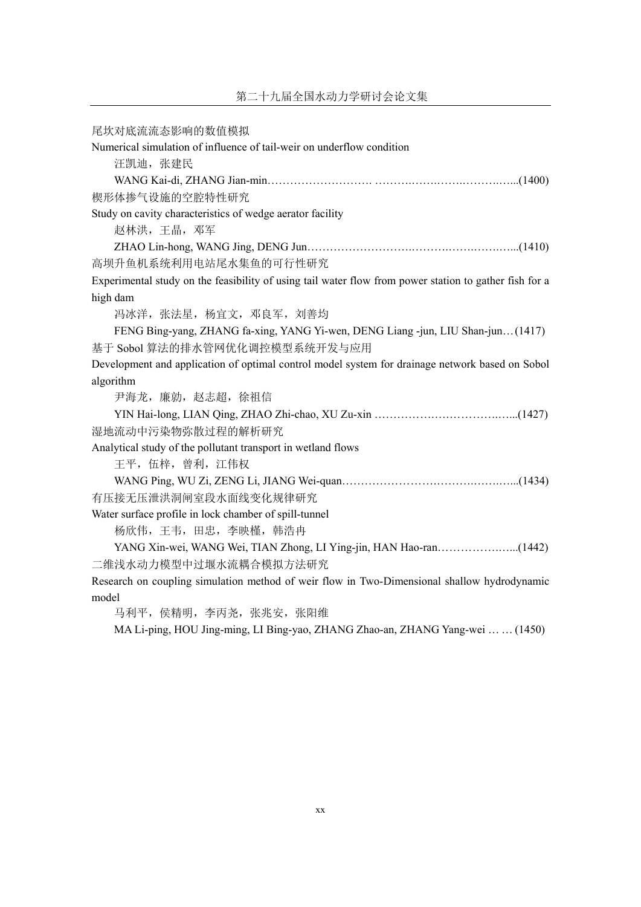尾坎对底流流态影响的数值模拟

Numerical simulation of influence of tail-weir on underflow condition

汪凯迪，张建民

WANG Kai-di, ZHANG Jian-min………………………. ……….…….…….……….…...(1400)

楔形体掺气设施的空腔特性研究

Study on cavity characteristics of wedge aerator facility

赵林洪，王晶，邓军

ZHAO Lin-hong, WANG Jing, DENG Jun……………………….……….…….…….…...(1410)

高坝升鱼机系统利用电站尾水集鱼的可行性研究

Experimental study on the feasibility of using tail water flow from power station to gather fish for a high dam

冯冰洋，张法星，杨宜文，邓良军，刘善均

FENG Bing-yang, ZHANG fa-xing, YANG Yi-wen, DENG Liang -jun, LIU Shan-jun…(1417)

基于 Sobol 算法的排水管网优化调控模型系统开发与应用

Development and application of optimal control model system for drainage network based on Sobol algorithm

尹海龙，廉勍，赵志超，徐祖信

YIN Hai-long, LIAN Qing, ZHAO Zhi-chao, XU Zu-xin ……………….…………….…...(1427)

湿地流动中污染物弥散过程的解析研究

Analytical study of the pollutant transport in wetland flows

王平，伍梓，曾利，江伟权

WANG Ping, WU Zi, ZENG Li, JIANG Wei-quan…………………….…………….……...(1434)

有压接无压泄洪洞闸室段水面线变化规律研究

Water surface profile in lock chamber of spill-tunnel

杨欣伟，王韦，田忠，李映槿，韩浩冉

YANG Xin-wei, WANG Wei, TIAN Zhong, LI Ying-jin, HAN Hao-ran……………….…...(1442)

二维浅水动力模型中过堰水流耦合模拟方法研究

Research on coupling simulation method of weir flow in Two-Dimensional shallow hydrodynamic model

马利平，侯精明，李丙尧，张兆安，张阳维

MA Li-ping, HOU Jing-ming, LI Bing-yao, ZHANG Zhao-an, ZHANG Yang-wei … … (1450)